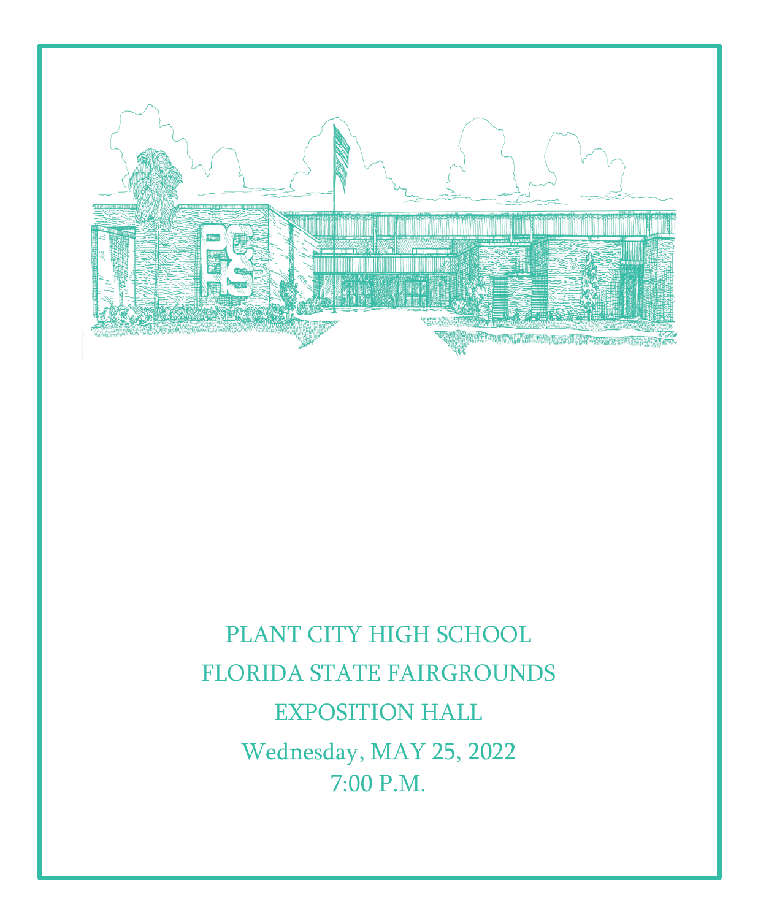PLANT CITY HIGH SCHOOL

FLORIDA STATE FAIRGROUNDS

EXPOSITION HALL

Wednesday, MAY 25, 2022

7:00 P.M.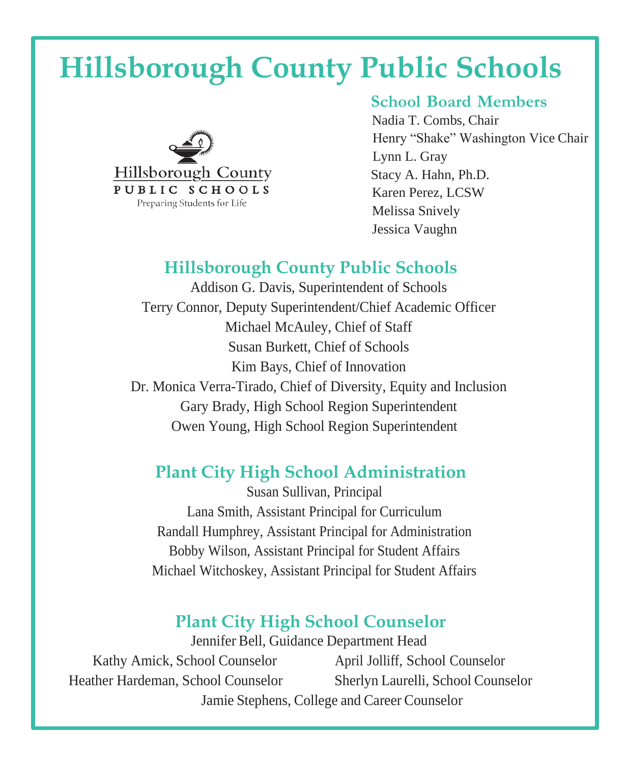# Hillsborough County Public Schools

Hillsborough County
PUBLIC SCHOOLS
Preparing Students for Life

### School Board Members

Nadia T. Combs, Chair
Henry "Shake" Washington Vice Chair
Lynn L. Gray
Stacy A. Hahn, Ph.D.
Karen Perez, LCSW
Melissa Snively
Jessica Vaughn

### Hillsborough County Public Schools

Addison G. Davis, Superintendent of Schools
Terry Connor, Deputy Superintendent/Chief Academic Officer
Michael McAuley, Chief of Staff
Susan Burkett, Chief of Schools
Kim Bays, Chief of Innovation
Dr. Monica Verra-Tirado, Chief of Diversity, Equity and Inclusion
Gary Brady, High School Region Superintendent
Owen Young, High School Region Superintendent

### Plant City High School Administration

Susan Sullivan, Principal
Lana Smith, Assistant Principal for Curriculum
Randall Humphrey, Assistant Principal for Administration
Bobby Wilson, Assistant Principal for Student Affairs
Michael Witchoskey, Assistant Principal for Student Affairs

### Plant City High School Counselor

Jennifer Bell, Guidance Department Head
Kathy Amick, School Counselor
April Jolliff, School Counselor
Heather Hardeman, School Counselor
Sherlyn Laurelli, School Counselor
Jamie Stephens, College and Career Counselor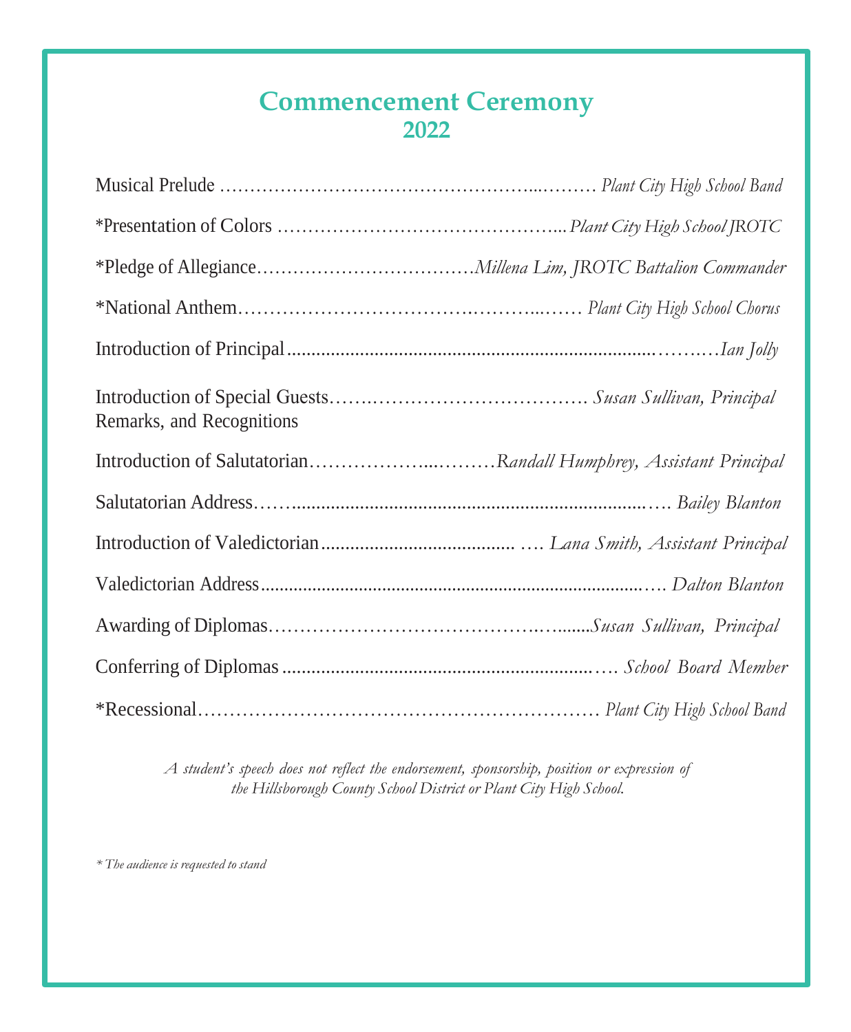# Commencement Ceremony
## 2022

Musical Prelude ………………………………………………… *Plant City High School Band*

\*Presentation of Colors ………………………………………… *Plant City High School JROTC*

\*Pledge of Allegiance……………………………… *Millena Lim, JROTC Battalion Commander*

\*National Anthem……………………………………………… *Plant City High School Chorus*

Introduction of Principal ……………………………………………………… *Ian Jolly*

Introduction of Special Guests……………………………………… *Susan Sullivan, Principal*
Remarks, and Recognitions

Introduction of Salutatorian…………………………… *Randall Humphrey, Assistant Principal*

Salutatorian Address………………………………………………………… *Bailey Blanton*

Introduction of Valedictorian…………………………………… *Lana Smith, Assistant Principal*

Valedictorian Address……………………………………………………… *Dalton Blanton*

Awarding of Diplomas…………………………………………… *Susan Sullivan, Principal*

Conferring of Diplomas …………………………………………………… *School Board Member*

\*Recessional……………………………………………………… *Plant City High School Band*

*A student's speech does not reflect the endorsement, sponsorship, position or expression of the Hillsborough County School District or Plant City High School.*

*\* The audience is requested to stand*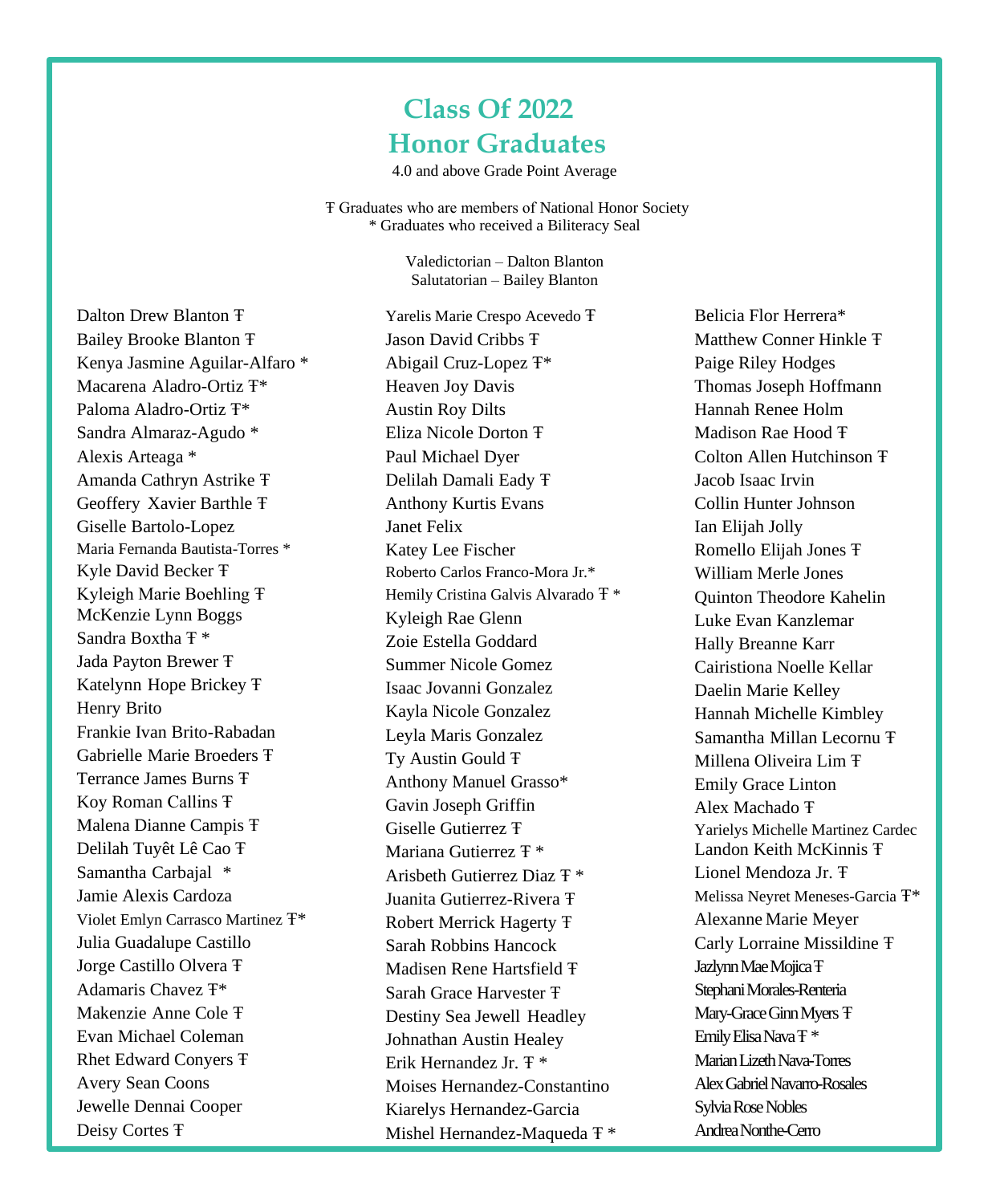# Class Of 2022
# Honor Graduates

4.0 and above Grade Point Average

Ŧ Graduates who are members of National Honor Society
* Graduates who received a Biliteracy Seal

Valedictorian – Dalton Blanton
Salutatorian – Bailey Blanton

Dalton Drew Blanton Ŧ
Bailey Brooke Blanton Ŧ
Kenya Jasmine Aguilar-Alfaro *
Macarena Aladro-Ortiz Ŧ*
Paloma Aladro-Ortiz Ŧ*
Sandra Almaraz-Agudo *
Alexis Arteaga *
Amanda Cathryn Astrike Ŧ
Geoffery Xavier Barthle Ŧ
Giselle Bartolo-Lopez
Maria Fernanda Bautista-Torres *
Kyle David Becker Ŧ
Kyleigh Marie Boehling Ŧ
McKenzie Lynn Boggs
Sandra Boxtha Ŧ *
Jada Payton Brewer Ŧ
Katelynn Hope Brickey Ŧ
Henry Brito
Frankie Ivan Brito-Rabadan
Gabrielle Marie Broeders Ŧ
Terrance James Burns Ŧ
Koy Roman Callins Ŧ
Malena Dianne Campis Ŧ
Delilah Tuyêt Lê Cao Ŧ
Samantha Carbajal *
Jamie Alexis Cardoza
Violet Emlyn Carrasco Martinez Ŧ*
Julia Guadalupe Castillo
Jorge Castillo Olvera Ŧ
Adamaris Chavez Ŧ*
Makenzie Anne Cole Ŧ
Evan Michael Coleman
Rhet Edward Conyers Ŧ
Avery Sean Coons
Jewelle Dennai Cooper
Deisy Cortes Ŧ
Yarelis Marie Crespo Acevedo Ŧ
Jason David Cribbs Ŧ
Abigail Cruz-Lopez Ŧ*
Heaven Joy Davis
Austin Roy Dilts
Eliza Nicole Dorton Ŧ
Paul Michael Dyer
Delilah Damali Eady Ŧ
Anthony Kurtis Evans
Janet Felix
Katey Lee Fischer
Roberto Carlos Franco-Mora Jr.*
Hemily Cristina Galvis Alvarado Ŧ *
Kyleigh Rae Glenn
Zoie Estella Goddard
Summer Nicole Gomez
Isaac Jovanni Gonzalez
Kayla Nicole Gonzalez
Leyla Maris Gonzalez
Ty Austin Gould Ŧ
Anthony Manuel Grasso*
Gavin Joseph Griffin
Giselle Gutierrez Ŧ
Mariana Gutierrez Ŧ *
Arisbeth Gutierrez Diaz Ŧ *
Juanita Gutierrez-Rivera Ŧ
Robert Merrick Hagerty Ŧ
Sarah Robbins Hancock
Madisen Rene Hartsfield Ŧ
Sarah Grace Harvester Ŧ
Destiny Sea Jewell Headley
Johnathan Austin Healey
Erik Hernandez Jr. Ŧ *
Moises Hernandez-Constantino
Kiarelys Hernandez-Garcia
Mishel Hernandez-Maqueda Ŧ *
Belicia Flor Herrera*
Matthew Conner Hinkle Ŧ
Paige Riley Hodges
Thomas Joseph Hoffmann
Hannah Renee Holm
Madison Rae Hood Ŧ
Colton Allen Hutchinson Ŧ
Jacob Isaac Irvin
Collin Hunter Johnson
Ian Elijah Jolly
Romello Elijah Jones Ŧ
William Merle Jones
Quinton Theodore Kahelin
Luke Evan Kanzlemar
Hally Breanne Karr
Cairistiona Noelle Kellar
Daelin Marie Kelley
Hannah Michelle Kimbley
Samantha Millan Lecornu Ŧ
Millena Oliveira Lim Ŧ
Emily Grace Linton
Alex Machado Ŧ
Yarielys Michelle Martinez Cardec
Landon Keith McKinnis Ŧ
Lionel Mendoza Jr. Ŧ
Melissa Neyret Meneses-Garcia Ŧ*
Alexanne Marie Meyer
Carly Lorraine Missildine Ŧ
Jazlynn Mae Mojica Ŧ
Stephani Morales-Renteria
Mary-Grace Ginn Myers Ŧ
Emily Elisa Nava Ŧ *
Marian Lizeth Nava-Torres
Alex Gabriel Navarro-Rosales
Sylvia Rose Nobles
Andrea Nonthe-Cerro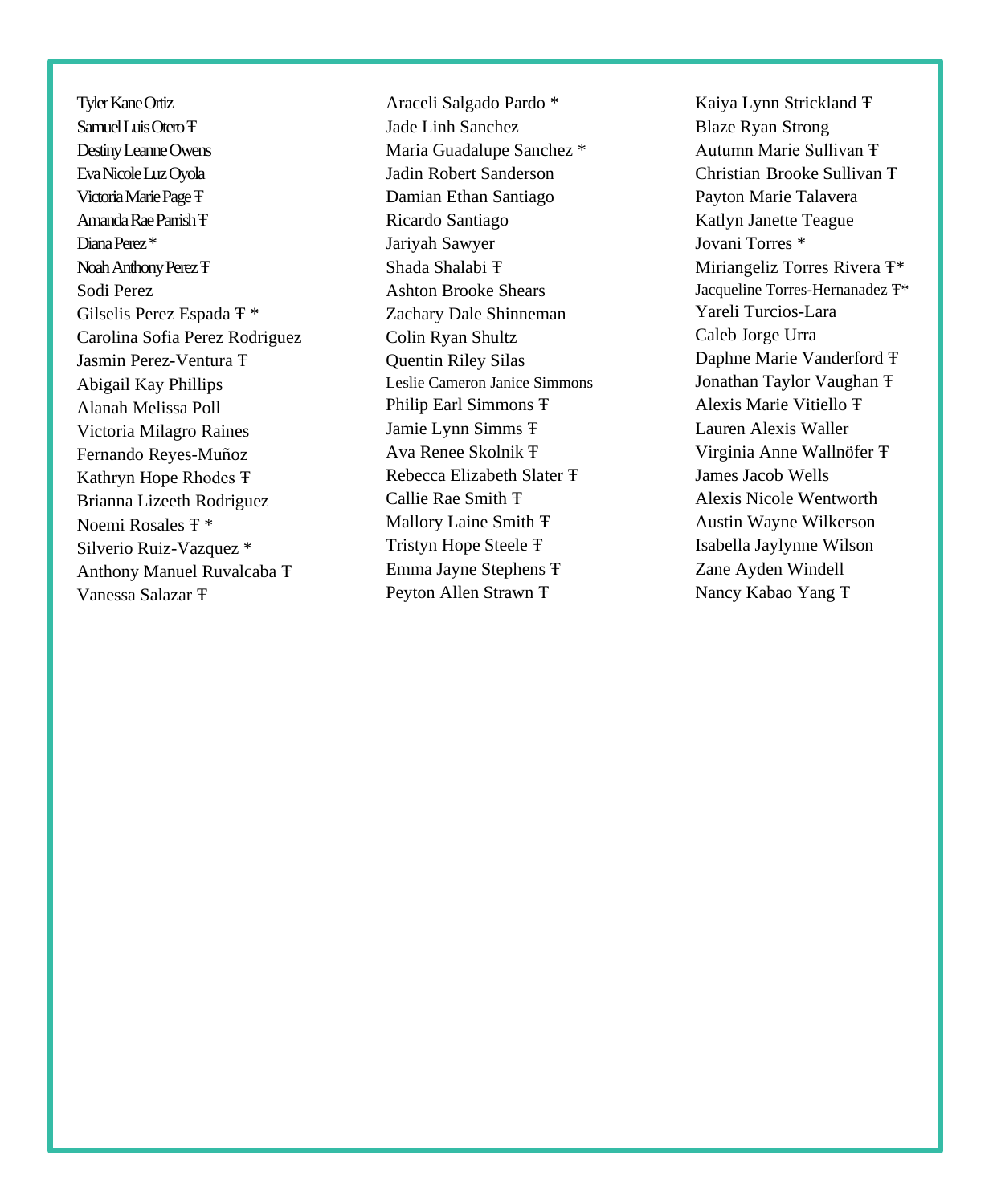Tyler Kane Ortiz
Samuel Luis Otero Ŧ
Destiny Leanne Owens
Eva Nicole Luz Oyola
Victoria Marie Page Ŧ
Amanda Rae Parrish Ŧ
Diana Perez *
Noah Anthony Perez Ŧ
Sodi Perez
Gilselis Perez Espada Ŧ *
Carolina Sofia Perez Rodriguez
Jasmin Perez-Ventura Ŧ
Abigail Kay Phillips
Alanah Melissa Poll
Victoria Milagro Raines
Fernando Reyes-Muñoz
Kathryn Hope Rhodes Ŧ
Brianna Lizeeth Rodriguez
Noemi Rosales Ŧ *
Silverio Ruiz-Vazquez *
Anthony Manuel Ruvalcaba Ŧ
Vanessa Salazar Ŧ

Araceli Salgado Pardo *
Jade Linh Sanchez
Maria Guadalupe Sanchez *
Jadin Robert Sanderson
Damian Ethan Santiago
Ricardo Santiago
Jariyah Sawyer
Shada Shalabi Ŧ
Ashton Brooke Shears
Zachary Dale Shinneman
Colin Ryan Shultz
Quentin Riley Silas
Leslie Cameron Janice Simmons
Philip Earl Simmons Ŧ
Jamie Lynn Simms Ŧ
Ava Renee Skolnik Ŧ
Rebecca Elizabeth Slater Ŧ
Callie Rae Smith Ŧ
Mallory Laine Smith Ŧ
Tristyn Hope Steele Ŧ
Emma Jayne Stephens Ŧ
Peyton Allen Strawn Ŧ

Kaiya Lynn Strickland Ŧ
Blaze Ryan Strong
Autumn Marie Sullivan Ŧ
Christian Brooke Sullivan Ŧ
Payton Marie Talavera
Katlyn Janette Teague
Jovani Torres *
Miriangeliz Torres Rivera Ŧ*
Jacqueline Torres-Hernanadez Ŧ*
Yareli Turcios-Lara
Caleb Jorge Urra
Daphne Marie Vanderford Ŧ
Jonathan Taylor Vaughan Ŧ
Alexis Marie Vitiello Ŧ
Lauren Alexis Waller
Virginia Anne Wallnöfer Ŧ
James Jacob Wells
Alexis Nicole Wentworth
Austin Wayne Wilkerson
Isabella Jaylynne Wilson
Zane Ayden Windell
Nancy Kabao Yang Ŧ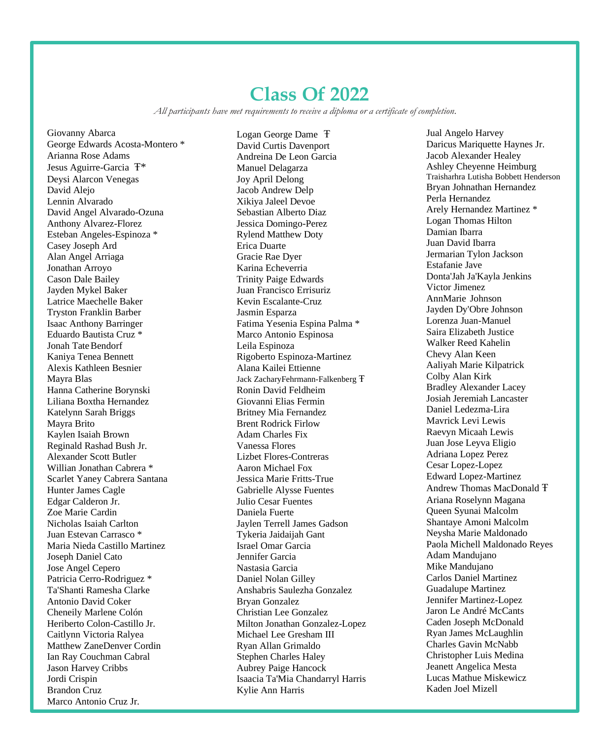# Class Of 2022

*All participants have met requirements to receive a diploma or a certificate of completion.*

Giovanny Abarca
George Edwards Acosta-Montero *
Arianna Rose Adams
Jesus Aguirre-Garcia Ŧ*
Deysi Alarcon Venegas
David Alejo
Lennin Alvarado
David Angel Alvarado-Ozuna
Anthony Alvarez-Florez
Esteban Angeles-Espinoza *
Casey Joseph Ard
Alan Angel Arriaga
Jonathan Arroyo
Cason Dale Bailey
Jayden Mykel Baker
Latrice Maechelle Baker
Tryston Franklin Barber
Isaac Anthony Barringer
Eduardo Bautista Cruz *
Jonah Tate Bendorf
Kaniya Tenea Bennett
Alexis Kathleen Besnier
Mayra Blas
Hanna Catherine Borynski
Liliana Boxtha Hernandez
Katelynn Sarah Briggs
Mayra Brito
Kaylen Isaiah Brown
Reginald Rashad Bush Jr.
Alexander Scott Butler
Willian Jonathan Cabrera *
Scarlet Yaney Cabrera Santana
Hunter James Cagle
Edgar Calderon Jr.
Zoe Marie Cardin
Nicholas Isaiah Carlton
Juan Estevan Carrasco *
Maria Nieda Castillo Martinez
Joseph Daniel Cato
Jose Angel Cepero
Patricia Cerro-Rodriguez *
Ta'Shanti Ramesha Clarke
Antonio David Coker
Cheneily Marlene Colón
Heriberto Colon-Castillo Jr.
Caitlynn Victoria Ralyea
Matthew ZaneDenver Cordin
Ian Ray Couchman Cabral
Jason Harvey Cribbs
Jordi Crispin
Brandon Cruz
Marco Antonio Cruz Jr.
Logan George Dame Ŧ
David Curtis Davenport
Andreina De Leon Garcia
Manuel Delagarza
Joy April Delong
Jacob Andrew Delp
Xikiya Jaleel Devoe
Sebastian Alberto Diaz
Jessica Domingo-Perez
Rylend Matthew Doty
Erica Duarte
Gracie Rae Dyer
Karina Echeverria
Trinity Paige Edwards
Juan Francisco Errisuriz
Kevin Escalante-Cruz
Jasmin Esparza
Fatima Yesenia Espina Palma *
Marco Antonio Espinosa
Leila Espinoza
Rigoberto Espinoza-Martinez
Alana Kailei Ettienne
Jack ZacharyFehrmann-Falkenberg Ŧ
Ronin David Feldheim
Giovanni Elias Fermin
Britney Mia Fernandez
Brent Rodrick Firlow
Adam Charles Fix
Vanessa Flores
Lizbet Flores-Contreras
Aaron Michael Fox
Jessica Marie Fritts-True
Gabrielle Alysse Fuentes
Julio Cesar Fuentes
Daniela Fuerte
Jaylen Terrell James Gadson
Tykeria Jaidaijah Gant
Israel Omar Garcia
Jennifer Garcia
Nastasia Garcia
Daniel Nolan Gilley
Anshabris Saulezha Gonzalez
Bryan Gonzalez
Christian Lee Gonzalez
Milton Jonathan Gonzalez-Lopez
Michael Lee Gresham III
Ryan Allan Grimaldo
Stephen Charles Haley
Aubrey Paige Hancock
Isaacia Ta'Mia Chandarryl Harris
Kylie Ann Harris
Jual Angelo Harvey
Daricus Mariquette Haynes Jr.
Jacob Alexander Healey
Ashley Cheyenne Heimburg
Traisharhra Lutisha Bobbett Henderson
Bryan Johnathan Hernandez
Perla Hernandez
Arely Hernandez Martinez *
Logan Thomas Hilton
Damian Ibarra
Juan David Ibarra
Jermarian Tylon Jackson
Estafanie Jave
Donta'Jah Ja'Kayla Jenkins
Victor Jimenez
AnnMarie Johnson
Jayden Dy'Obre Johnson
Lorenza Juan-Manuel
Saira Elizabeth Justice
Walker Reed Kahelin
Chevy Alan Keen
Aaliyah Marie Kilpatrick
Colby Alan Kirk
Bradley Alexander Lacey
Josiah Jeremiah Lancaster
Daniel Ledezma-Lira
Mavrick Levi Lewis
Raevyn Micaah Lewis
Juan Jose Leyva Eligio
Adriana Lopez Perez
Cesar Lopez-Lopez
Edward Lopez-Martinez
Andrew Thomas MacDonald Ŧ
Ariana Roselynn Magana
Queen Syunai Malcolm
Shantaye Amoni Malcolm
Neysha Marie Maldonado
Paola Michell Maldonado Reyes
Adam Mandujano
Mike Mandujano
Carlos Daniel Martinez
Guadalupe Martinez
Jennifer Martinez-Lopez
Jaron Le André McCants
Caden Joseph McDonald
Ryan James McLaughlin
Charles Gavin McNabb
Christopher Luis Medina
Jeanett Angelica Mesta
Lucas Mathue Miskewicz
Kaden Joel Mizell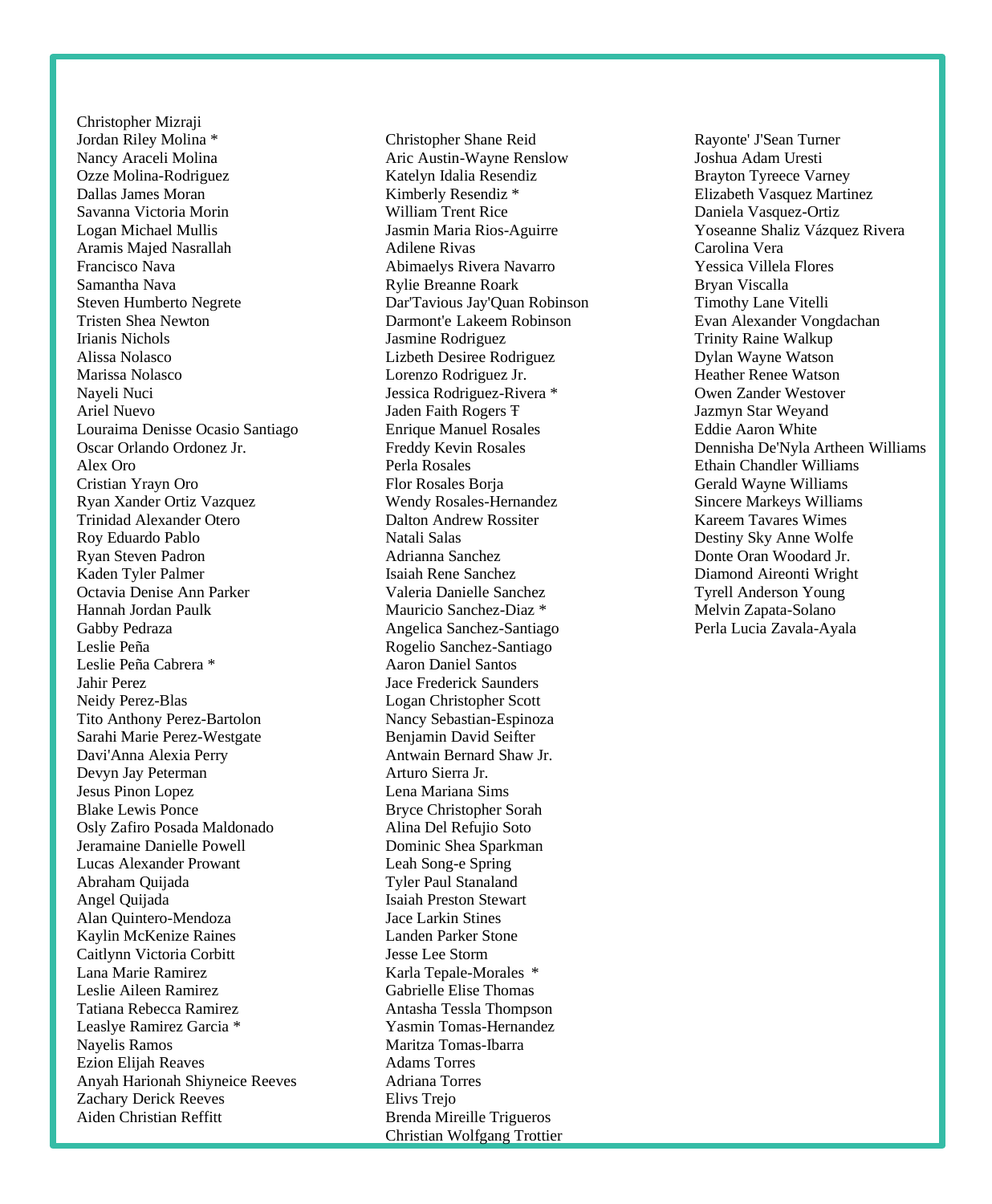Christopher Mizraji
Jordan Riley Molina *
Nancy Araceli Molina
Ozze Molina-Rodriguez
Dallas James Moran
Savanna Victoria Morin
Logan Michael Mullis
Aramis Majed Nasrallah
Francisco Nava
Samantha Nava
Steven Humberto Negrete
Tristen Shea Newton
Irianis Nichols
Alissa Nolasco
Marissa Nolasco
Nayeli Nuci
Ariel Nuevo
Louraima Denisse Ocasio Santiago
Oscar Orlando Ordonez Jr.
Alex Oro
Cristian Yrayn Oro
Ryan Xander Ortiz Vazquez
Trinidad Alexander Otero
Roy Eduardo Pablo
Ryan Steven Padron
Kaden Tyler Palmer
Octavia Denise Ann Parker
Hannah Jordan Paulk
Gabby Pedraza
Leslie Peña
Leslie Peña Cabrera *
Jahir Perez
Neidy Perez-Blas
Tito Anthony Perez-Bartolon
Sarahi Marie Perez-Westgate
Davi'Anna Alexia Perry
Devyn Jay Peterman
Jesus Pinon Lopez
Blake Lewis Ponce
Osly Zafiro Posada Maldonado
Jeramaine Danielle Powell
Lucas Alexander Prowant
Abraham Quijada
Angel Quijada
Alan Quintero-Mendoza
Kaylin McKenize Raines
Caitlynn Victoria Corbitt
Lana Marie Ramirez
Leslie Aileen Ramirez
Tatiana Rebecca Ramirez
Leaslye Ramirez Garcia *
Nayelis Ramos
Ezion Elijah Reaves
Anyah Harionah Shiyneice Reeves
Zachary Derick Reeves
Aiden Christian Reffitt
Christopher Shane Reid
Aric Austin-Wayne Renslow
Katelyn Idalia Resendiz
Kimberly Resendiz *
William Trent Rice
Jasmin Maria Rios-Aguirre
Adilene Rivas
Abimaelys Rivera Navarro
Rylie Breanne Roark
Dar'Tavious Jay'Quan Robinson
Darmont'e Lakeem Robinson
Jasmine Rodriguez
Lizbeth Desiree Rodriguez
Lorenzo Rodriguez Jr.
Jessica Rodriguez-Rivera *
Jaden Faith Rogers Ŧ
Enrique Manuel Rosales
Freddy Kevin Rosales
Perla Rosales
Flor Rosales Borja
Wendy Rosales-Hernandez
Dalton Andrew Rossiter
Natali Salas
Adrianna Sanchez
Isaiah Rene Sanchez
Valeria Danielle Sanchez
Mauricio Sanchez-Diaz *
Angelica Sanchez-Santiago
Rogelio Sanchez-Santiago
Aaron Daniel Santos
Jace Frederick Saunders
Logan Christopher Scott
Nancy Sebastian-Espinoza
Benjamin David Seifter
Antwain Bernard Shaw Jr.
Arturo Sierra Jr.
Lena Mariana Sims
Bryce Christopher Sorah
Alina Del Refujio Soto
Dominic Shea Sparkman
Leah Song-e Spring
Tyler Paul Stanaland
Isaiah Preston Stewart
Jace Larkin Stines
Landen Parker Stone
Jesse Lee Storm
Karla Tepale-Morales *
Gabrielle Elise Thomas
Antasha Tessla Thompson
Yasmin Tomas-Hernandez
Maritza Tomas-Ibarra
Adams Torres
Adriana Torres
Elivs Trejo
Brenda Mireille Trigueros
Christian Wolfgang Trottier
Rayonte' J'Sean Turner
Joshua Adam Uresti
Brayton Tyreece Varney
Elizabeth Vasquez Martinez
Daniela Vasquez-Ortiz
Yoseanne Shaliz Vázquez Rivera
Carolina Vera
Yessica Villela Flores
Bryan Viscalla
Timothy Lane Vitelli
Evan Alexander Vongdachan
Trinity Raine Walkup
Dylan Wayne Watson
Heather Renee Watson
Owen Zander Westover
Jazmyn Star Weyand
Eddie Aaron White
Dennisha De'Nyla Artheen Williams
Ethain Chandler Williams
Gerald Wayne Williams
Sincere Markeys Williams
Kareem Tavares Wimes
Destiny Sky Anne Wolfe
Donte Oran Woodard Jr.
Diamond Aireonti Wright
Tyrell Anderson Young
Melvin Zapata-Solano
Perla Lucia Zavala-Ayala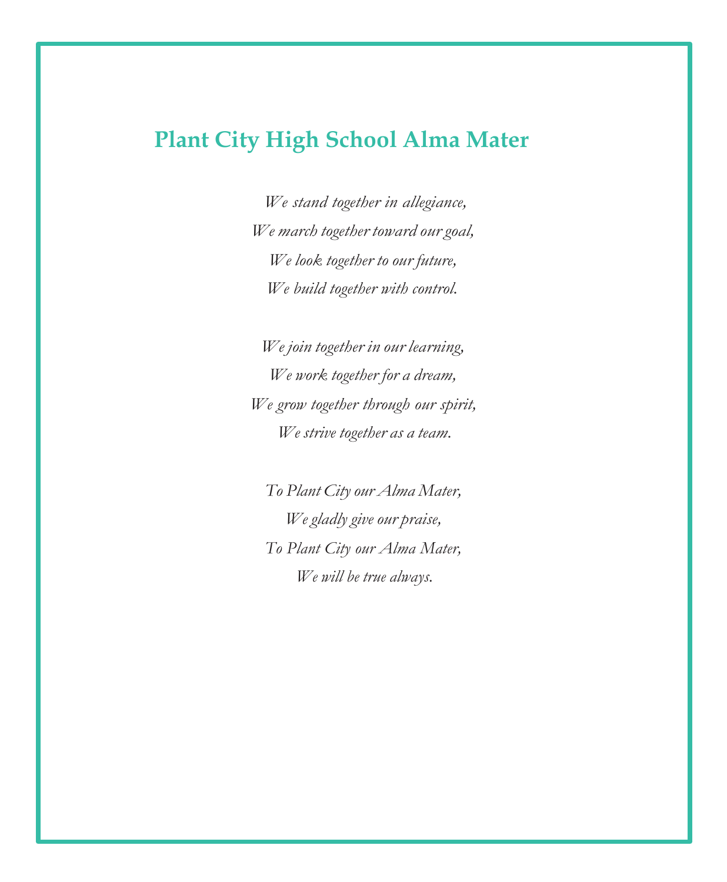# Plant City High School Alma Mater

*We stand together in allegiance,*
*We march together toward our goal,*
*We look together to our future,*
*We build together with control.*

*We join together in our learning,*
*We work together for a dream,*
*We grow together through our spirit,*
*We strive together as a team.*

*To Plant City our Alma Mater,*
*We gladly give our praise,*
*To Plant City our Alma Mater,*
*We will be true always.*